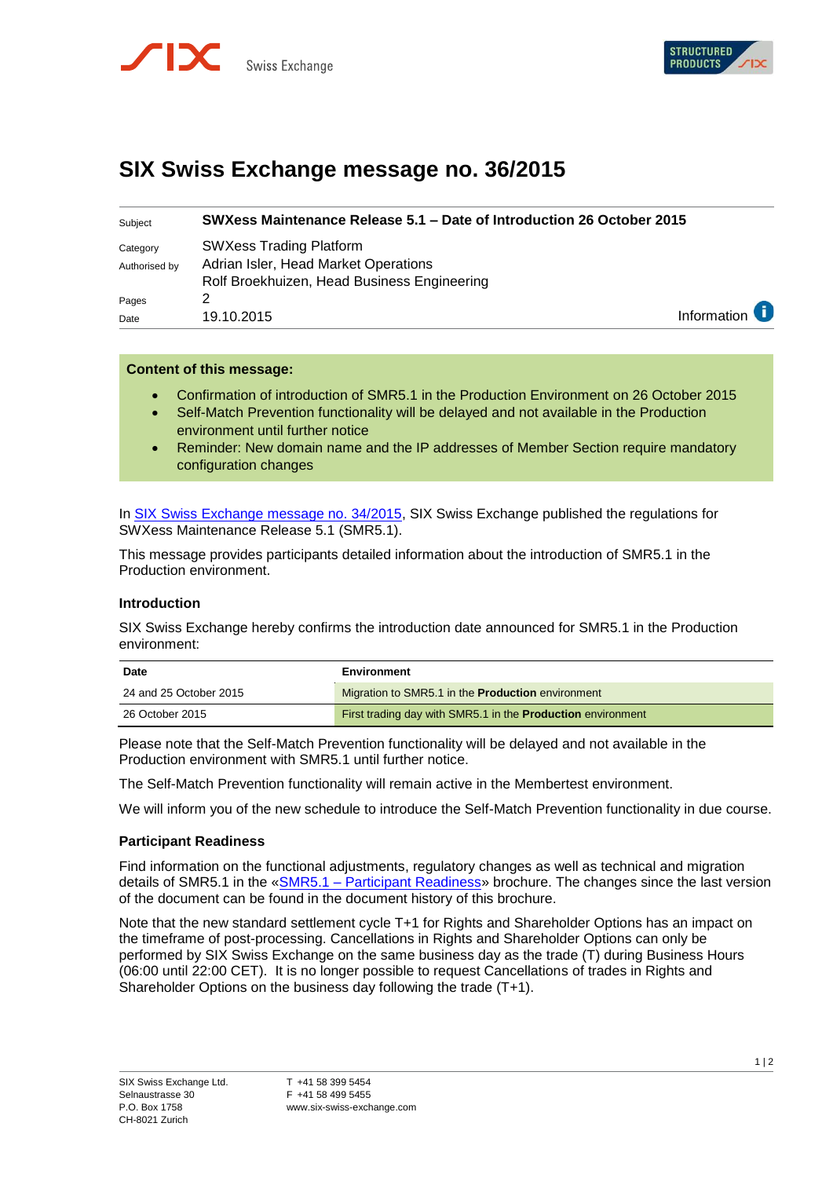# SIX Swiss Exchange message no. 36/2015

| | |
|---|---|
| Subject | **SWXess Maintenance Release 5.1 – Date of Introduction 26 October 2015** |
| Category | SWXess Trading Platform |
| Authorised by | Adrian Isler, Head Market Operations<br>Rolf Broekhuizen, Head Business Engineering |
| Pages | 2 |
| Date | 19.10.2015 |

Information

**Content of this message:**

- Confirmation of introduction of SMR5.1 in the Production Environment on 26 October 2015
- Self-Match Prevention functionality will be delayed and not available in the Production environment until further notice
- Reminder: New domain name and the IP addresses of Member Section require mandatory configuration changes

In SIX Swiss Exchange message no. 34/2015, SIX Swiss Exchange published the regulations for SWXess Maintenance Release 5.1 (SMR5.1).

This message provides participants detailed information about the introduction of SMR5.1 in the Production environment.

### Introduction

SIX Swiss Exchange hereby confirms the introduction date announced for SMR5.1 in the Production environment:

| Date | Environment |
|---|---|
| 24 and 25 October 2015 | Migration to SMR5.1 in the **Production** environment |
| 26 October 2015 | First trading day with SMR5.1 in the **Production** environment |

Please note that the Self-Match Prevention functionality will be delayed and not available in the Production environment with SMR5.1 until further notice.

The Self-Match Prevention functionality will remain active in the Membertest environment.

We will inform you of the new schedule to introduce the Self-Match Prevention functionality in due course.

### Participant Readiness

Find information on the functional adjustments, regulatory changes as well as technical and migration details of SMR5.1 in the «SMR5.1 – Participant Readiness» brochure. The changes since the last version of the document can be found in the document history of this brochure.

Note that the new standard settlement cycle T+1 for Rights and Shareholder Options has an impact on the timeframe of post-processing. Cancellations in Rights and Shareholder Options can only be performed by SIX Swiss Exchange on the same business day as the trade (T) during Business Hours (06:00 until 22:00 CET). It is no longer possible to request Cancellations of trades in Rights and Shareholder Options on the business day following the trade (T+1).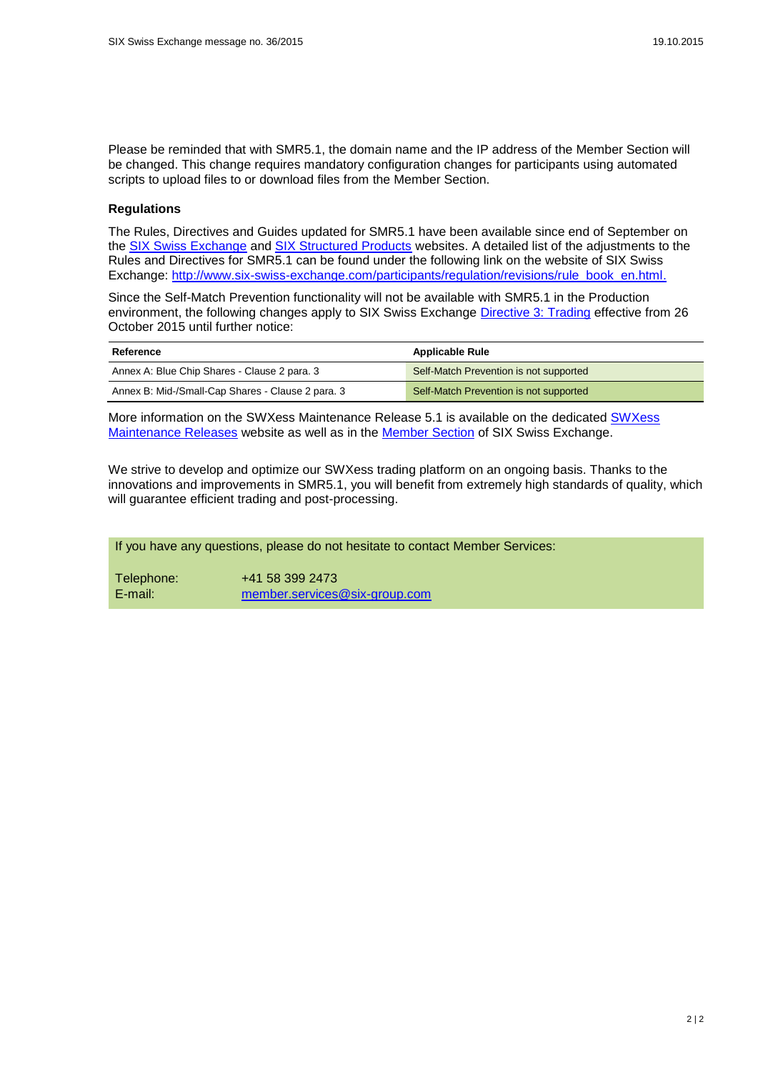Please be reminded that with SMR5.1, the domain name and the IP address of the Member Section will be changed. This change requires mandatory configuration changes for participants using automated scripts to upload files to or download files from the Member Section.

**Regulations**

The Rules, Directives and Guides updated for SMR5.1 have been available since end of September on the SIX Swiss Exchange and SIX Structured Products websites. A detailed list of the adjustments to the Rules and Directives for SMR5.1 can be found under the following link on the website of SIX Swiss Exchange: http://www.six-swiss-exchange.com/participants/regulation/revisions/rule_book_en.html.

Since the Self-Match Prevention functionality will not be available with SMR5.1 in the Production environment, the following changes apply to SIX Swiss Exchange Directive 3: Trading effective from 26 October 2015 until further notice:

| Reference | Applicable Rule |
|---|---|
| Annex A: Blue Chip Shares - Clause 2 para. 3 | Self-Match Prevention is not supported |
| Annex B: Mid-/Small-Cap Shares - Clause 2 para. 3 | Self-Match Prevention is not supported |

More information on the SWXess Maintenance Release 5.1 is available on the dedicated SWXess Maintenance Releases website as well as in the Member Section of SIX Swiss Exchange.

We strive to develop and optimize our SWXess trading platform on an ongoing basis. Thanks to the innovations and improvements in SMR5.1, you will benefit from extremely high standards of quality, which will guarantee efficient trading and post-processing.

If you have any questions, please do not hesitate to contact Member Services:

Telephone: +41 58 399 2473
E-mail: member.services@six-group.com